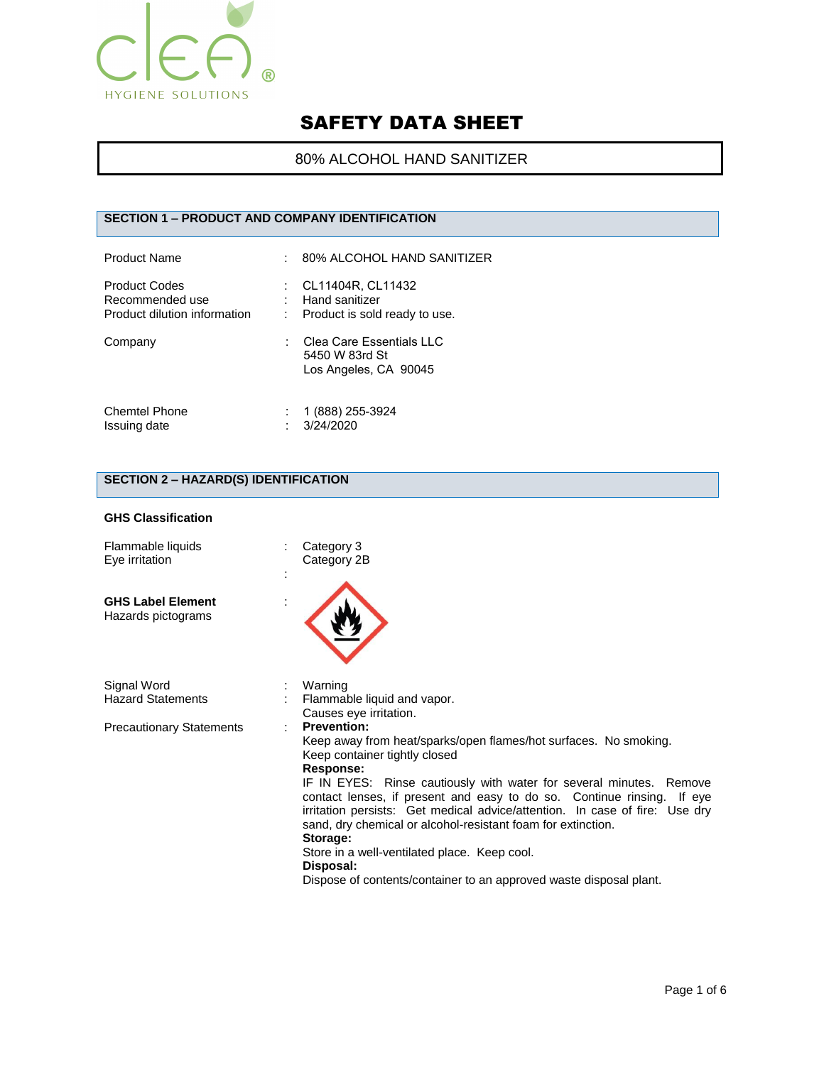# SAFETY DATA SHEET

**80% ALCOHOL HAND SANITIZER**

## SECTION 1 – PRODUCT AND COMPANY IDENTIFICATION

| | | |
|---|---|---|
| Product Name | : | 80% ALCOHOL HAND SANITIZER |
| Product Codes | : | CL11404R, CL11432 |
| Recommended use | : | Hand sanitizer |
| Product dilution information | : | Product is sold ready to use. |
| Company | : | Clea Care Essentials LLC<br>5450 W 83rd St<br>Los Angeles, CA 90045 |
| Chemtel Phone | : | 1 (888) 255-3924 |
| Issuing date | : | 3/24/2020 |

## SECTION 2 – HAZARD(S) IDENTIFICATION

**GHS Classification**

| | | |
|---|---|---|
| Flammable liquids | : | Category 3 |
| Eye irritation | : | Category 2B |

**GHS Label Element**

Hazards pictograms :

Signal Word : Warning

Hazard Statements : Flammable liquid and vapor.
Causes eye irritation.

Precautionary Statements :

**Prevention:**
Keep away from heat/sparks/open flames/hot surfaces. No smoking.
Keep container tightly closed

**Response:**
IF IN EYES: Rinse cautiously with water for several minutes. Remove contact lenses, if present and easy to do so. Continue rinsing. If eye irritation persists: Get medical advice/attention. In case of fire: Use dry sand, dry chemical or alcohol-resistant foam for extinction.

**Storage:**
Store in a well-ventilated place. Keep cool.

**Disposal:**
Dispose of contents/container to an approved waste disposal plant.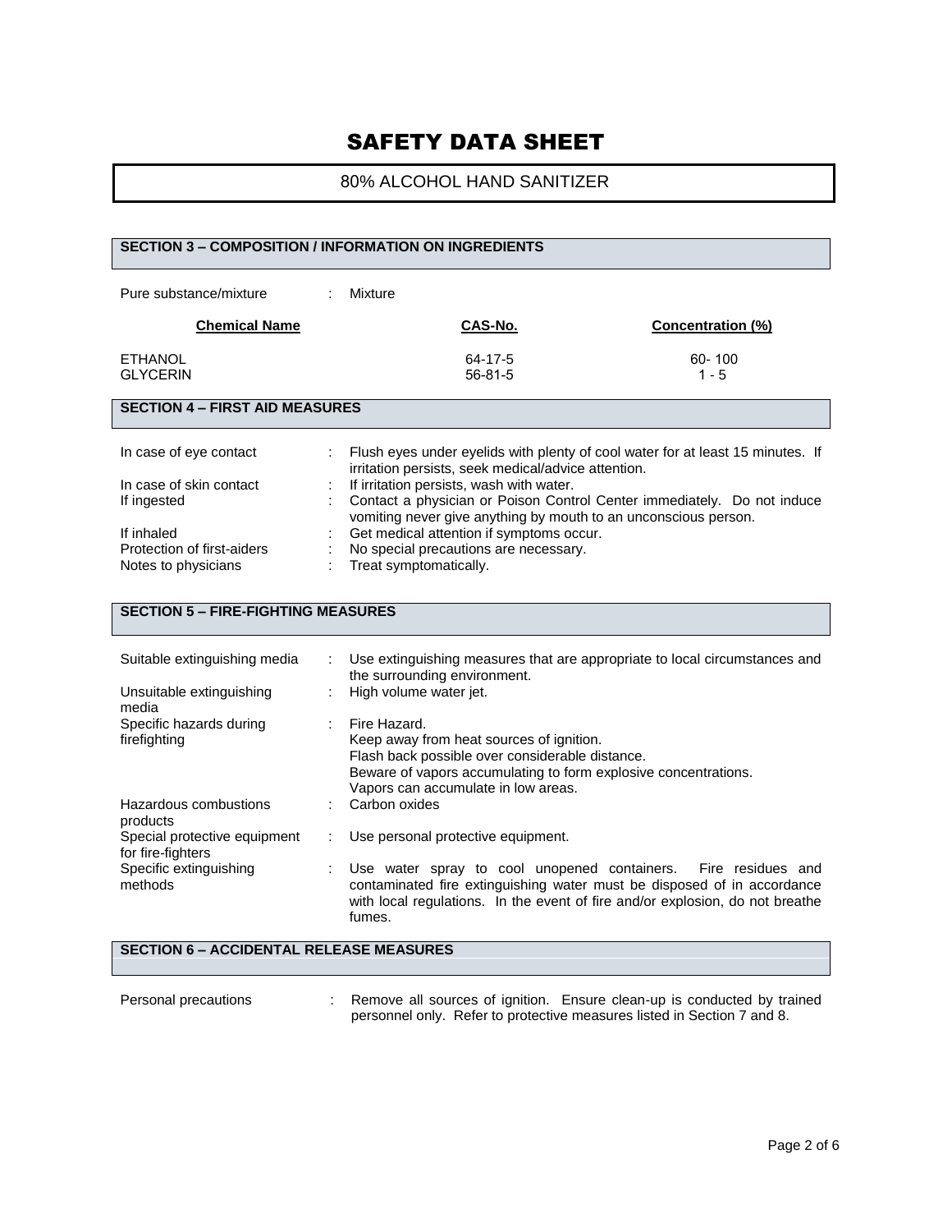# SAFETY DATA SHEET

80% ALCOHOL HAND SANITIZER

## SECTION 3 – COMPOSITION / INFORMATION ON INGREDIENTS

Pure substance/mixture : Mixture

| Chemical Name | CAS-No. | Concentration (%) |
|---|---|---|
| ETHANOL | 64-17-5 | 60- 100 |
| GLYCERIN | 56-81-5 | 1 - 5 |

## SECTION 4 – FIRST AID MEASURES

| | |
|---|---|
| In case of eye contact | : Flush eyes under eyelids with plenty of cool water for at least 15 minutes. If irritation persists, seek medical/advice attention. |
| In case of skin contact | : If irritation persists, wash with water. |
| If ingested | : Contact a physician or Poison Control Center immediately. Do not induce vomiting never give anything by mouth to an unconscious person. |
| If inhaled | : Get medical attention if symptoms occur. |
| Protection of first-aiders | : No special precautions are necessary. |
| Notes to physicians | : Treat symptomatically. |

## SECTION 5 – FIRE-FIGHTING MEASURES

| | |
|---|---|
| Suitable extinguishing media | : Use extinguishing measures that are appropriate to local circumstances and the surrounding environment. |
| Unsuitable extinguishing media | : High volume water jet. |
| Specific hazards during firefighting | : Fire Hazard.<br>Keep away from heat sources of ignition.<br>Flash back possible over considerable distance.<br>Beware of vapors accumulating to form explosive concentrations.<br>Vapors can accumulate in low areas. |
| Hazardous combustions products | : Carbon oxides |
| Special protective equipment for fire-fighters | : Use personal protective equipment. |
| Specific extinguishing methods | : Use water spray to cool unopened containers. Fire residues and contaminated fire extinguishing water must be disposed of in accordance with local regulations. In the event of fire and/or explosion, do not breathe fumes. |

## SECTION 6 – ACCIDENTAL RELEASE MEASURES

| | |
|---|---|
| Personal precautions | : Remove all sources of ignition. Ensure clean-up is conducted by trained personnel only. Refer to protective measures listed in Section 7 and 8. |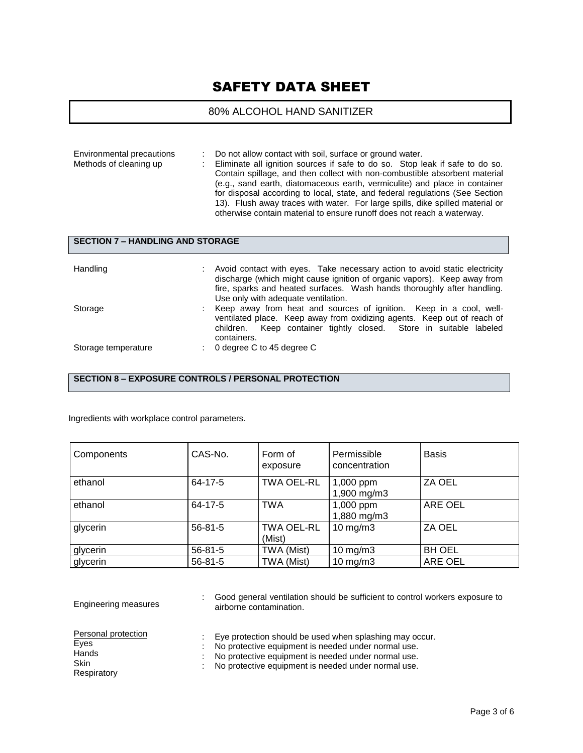# SAFETY DATA SHEET

80% ALCOHOL HAND SANITIZER

Environmental precautions : Do not allow contact with soil, surface or ground water.

Methods of cleaning up : Eliminate all ignition sources if safe to do so. Stop leak if safe to do so. Contain spillage, and then collect with non-combustible absorbent material (e.g., sand earth, diatomaceous earth, vermiculite) and place in container for disposal according to local, state, and federal regulations (See Section 13). Flush away traces with water. For large spills, dike spilled material or otherwise contain material to ensure runoff does not reach a waterway.

## SECTION 7 – HANDLING AND STORAGE

Handling : Avoid contact with eyes. Take necessary action to avoid static electricity discharge (which might cause ignition of organic vapors). Keep away from fire, sparks and heated surfaces. Wash hands thoroughly after handling. Use only with adequate ventilation.

Storage : Keep away from heat and sources of ignition. Keep in a cool, well-ventilated place. Keep away from oxidizing agents. Keep out of reach of children. Keep container tightly closed. Store in suitable labeled containers.

Storage temperature : 0 degree C to 45 degree C

## SECTION 8 – EXPOSURE CONTROLS / PERSONAL PROTECTION

Ingredients with workplace control parameters.

| Components | CAS-No. | Form of exposure | Permissible concentration | Basis |
|---|---|---|---|---|
| ethanol | 64-17-5 | TWA OEL-RL | 1,000 ppm<br>1,900 mg/m3 | ZA OEL |
| ethanol | 64-17-5 | TWA | 1,000 ppm<br>1,880 mg/m3 | ARE OEL |
| glycerin | 56-81-5 | TWA OEL-RL (Mist) | 10 mg/m3 | ZA OEL |
| glycerin | 56-81-5 | TWA (Mist) | 10 mg/m3 | BH OEL |
| glycerin | 56-81-5 | TWA (Mist) | 10 mg/m3 | ARE OEL |

Engineering measures : Good general ventilation should be sufficient to control workers exposure to airborne contamination.

Personal protection

Eyes : Eye protection should be used when splashing may occur.

Hands : No protective equipment is needed under normal use.

Skin : No protective equipment is needed under normal use.

Respiratory : No protective equipment is needed under normal use.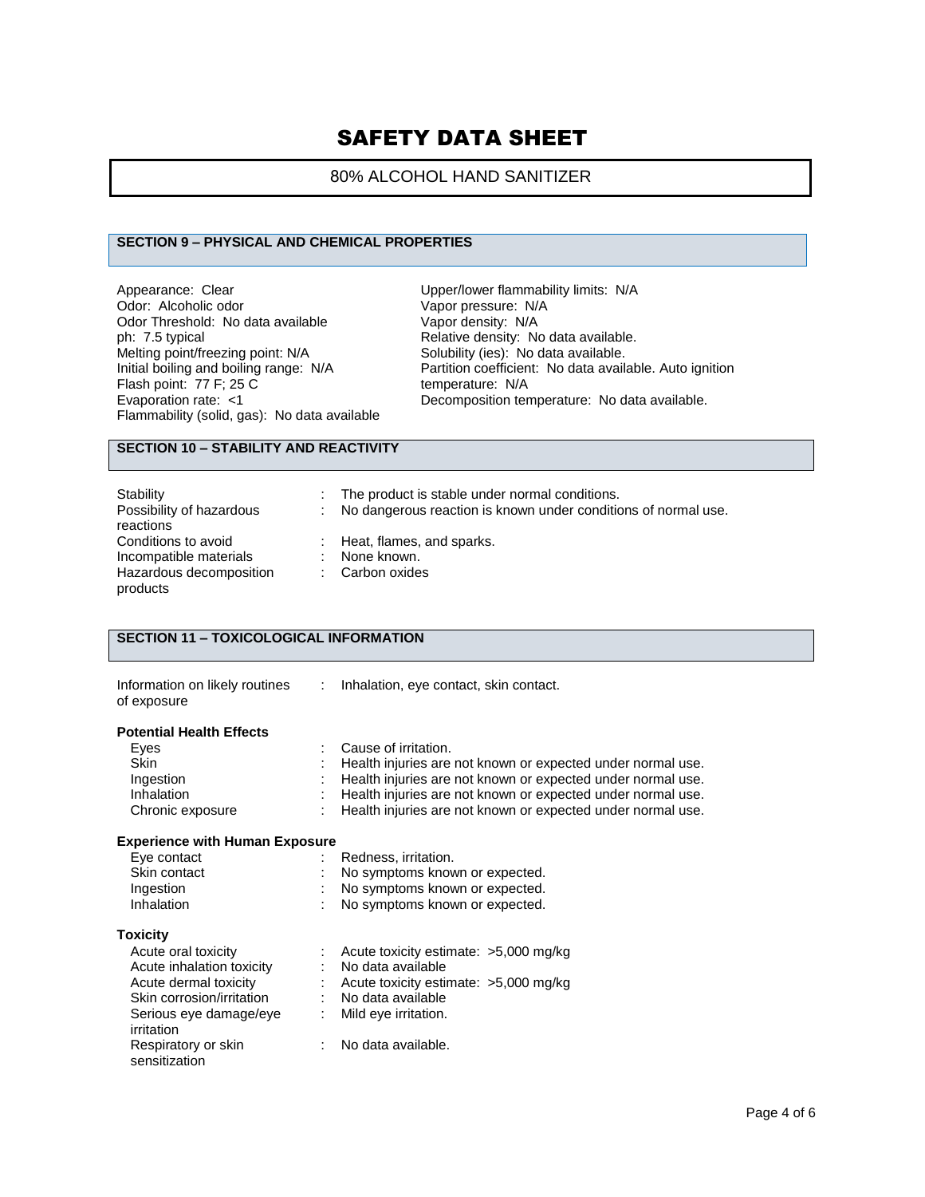# SAFETY DATA SHEET

80% ALCOHOL HAND SANITIZER

## SECTION 9 – PHYSICAL AND CHEMICAL PROPERTIES

Appearance: Clear
Odor: Alcoholic odor
Odor Threshold: No data available
ph: 7.5 typical
Melting point/freezing point: N/A
Initial boiling and boiling range: N/A
Flash point: 77 F; 25 C
Evaporation rate: <1
Flammability (solid, gas): No data available

Upper/lower flammability limits: N/A
Vapor pressure: N/A
Vapor density: N/A
Relative density: No data available.
Solubility (ies): No data available.
Partition coefficient: No data available. Auto ignition temperature: N/A
Decomposition temperature: No data available.

## SECTION 10 – STABILITY AND REACTIVITY

| | | |
|---|---|---|
| Stability | : | The product is stable under normal conditions. |
| Possibility of hazardous reactions | : | No dangerous reaction is known under conditions of normal use. |
| Conditions to avoid | : | Heat, flames, and sparks. |
| Incompatible materials | : | None known. |
| Hazardous decomposition products | : | Carbon oxides |

## SECTION 11 – TOXICOLOGICAL INFORMATION

| | | |
|---|---|---|
| Information on likely routines of exposure | : | Inhalation, eye contact, skin contact. |

**Potential Health Effects**

| | | |
|---|---|---|
| Eyes | : | Cause of irritation. |
| Skin | : | Health injuries are not known or expected under normal use. |
| Ingestion | : | Health injuries are not known or expected under normal use. |
| Inhalation | : | Health injuries are not known or expected under normal use. |
| Chronic exposure | : | Health injuries are not known or expected under normal use. |

**Experience with Human Exposure**

| | | |
|---|---|---|
| Eye contact | : | Redness, irritation. |
| Skin contact | : | No symptoms known or expected. |
| Ingestion | : | No symptoms known or expected. |
| Inhalation | : | No symptoms known or expected. |

**Toxicity**

| | | |
|---|---|---|
| Acute oral toxicity | : | Acute toxicity estimate: >5,000 mg/kg |
| Acute inhalation toxicity | : | No data available |
| Acute dermal toxicity | : | Acute toxicity estimate: >5,000 mg/kg |
| Skin corrosion/irritation | : | No data available |
| Serious eye damage/eye irritation | : | Mild eye irritation. |
| Respiratory or skin sensitization | : | No data available. |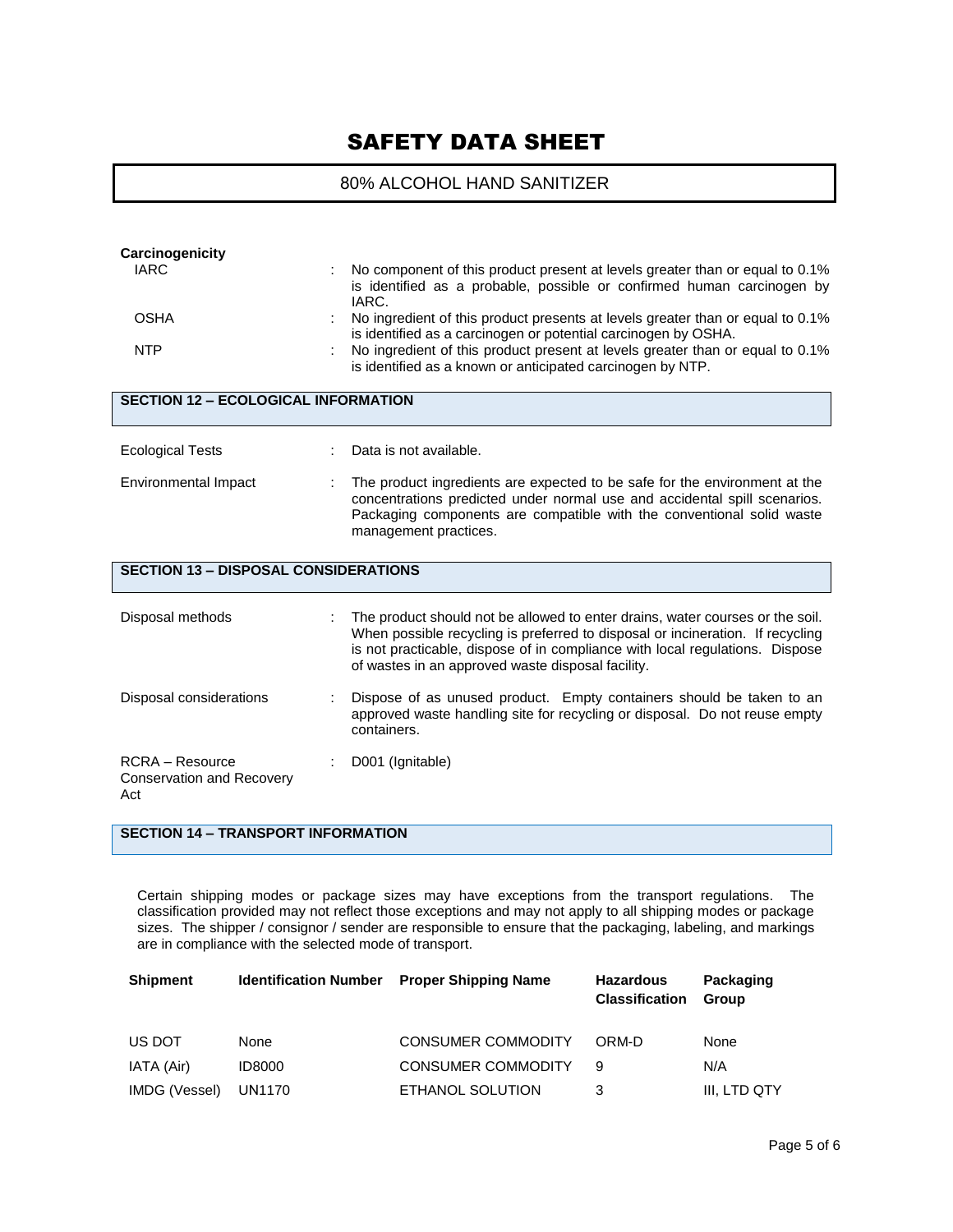**Carcinogenicity**

| | | |
|---|---|---|
| IARC | : | No component of this product present at levels greater than or equal to 0.1% is identified as a probable, possible or confirmed human carcinogen by IARC. |
| OSHA | : | No ingredient of this product presents at levels greater than or equal to 0.1% is identified as a carcinogen or potential carcinogen by OSHA. |
| NTP | : | No ingredient of this product present at levels greater than or equal to 0.1% is identified as a known or anticipated carcinogen by NTP. |

## SECTION 12 – ECOLOGICAL INFORMATION

| | | |
|---|---|---|
| Ecological Tests | : | Data is not available. |
| Environmental Impact | : | The product ingredients are expected to be safe for the environment at the concentrations predicted under normal use and accidental spill scenarios. Packaging components are compatible with the conventional solid waste management practices. |

## SECTION 13 – DISPOSAL CONSIDERATIONS

| | | |
|---|---|---|
| Disposal methods | : | The product should not be allowed to enter drains, water courses or the soil. When possible recycling is preferred to disposal or incineration. If recycling is not practicable, dispose of in compliance with local regulations. Dispose of wastes in an approved waste disposal facility. |
| Disposal considerations | : | Dispose of as unused product. Empty containers should be taken to an approved waste handling site for recycling or disposal. Do not reuse empty containers. |
| RCRA – Resource Conservation and Recovery Act | : | D001 (Ignitable) |

## SECTION 14 – TRANSPORT INFORMATION

Certain shipping modes or package sizes may have exceptions from the transport regulations. The classification provided may not reflect those exceptions and may not apply to all shipping modes or package sizes. The shipper / consignor / sender are responsible to ensure that the packaging, labeling, and markings are in compliance with the selected mode of transport.

| Shipment | Identification Number | Proper Shipping Name | Hazardous Classification | Packaging Group |
|---|---|---|---|---|
| US DOT | None | CONSUMER COMMODITY | ORM-D | None |
| IATA (Air) | ID8000 | CONSUMER COMMODITY | 9 | N/A |
| IMDG (Vessel) | UN1170 | ETHANOL SOLUTION | 3 | III, LTD QTY |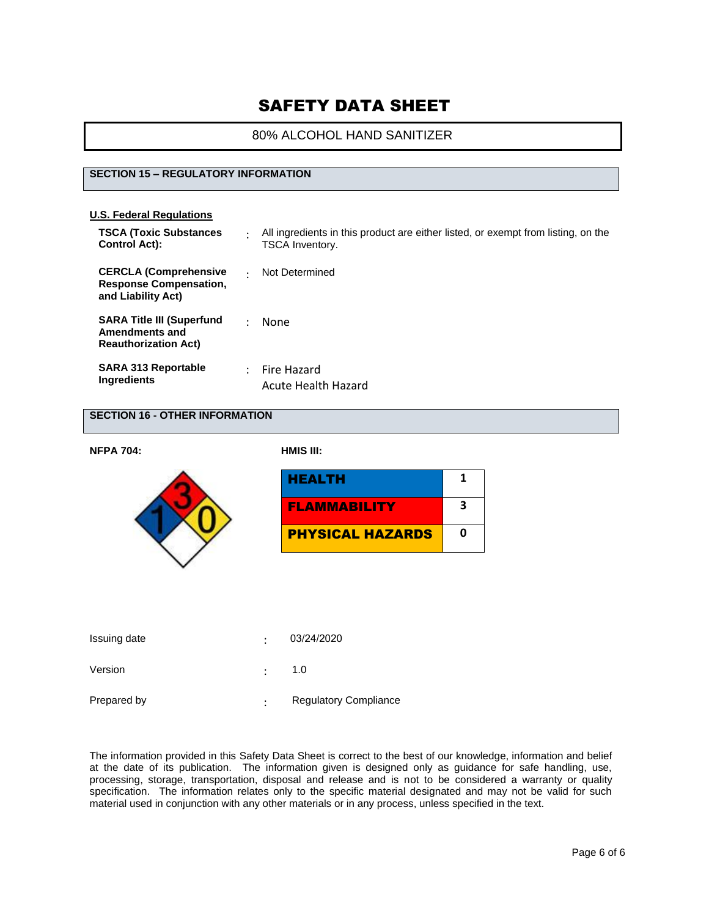# SAFETY DATA SHEET

80% ALCOHOL HAND SANITIZER

## SECTION 15 – REGULATORY INFORMATION

**U.S. Federal Regulations**

| | | |
|---|---|---|
| **TSCA (Toxic Substances Control Act):** | : | All ingredients in this product are either listed, or exempt from listing, on the TSCA Inventory. |
| **CERCLA (Comprehensive Response Compensation, and Liability Act)** | : | Not Determined |
| **SARA Title III (Superfund Amendments and Reauthorization Act)** | : | None |
| **SARA 313 Reportable Ingredients** | : | Fire Hazard<br>Acute Health Hazard |

## SECTION 16 - OTHER INFORMATION

**NFPA 704:**

3
1
0

**HMIS III:**

| | |
|---|---|
| **HEALTH** | 1 |
| **FLAMMABILITY** | 3 |
| **PHYSICAL HAZARDS** | 0 |

| | | |
|---|---|---|
| Issuing date | : | 03/24/2020 |
| Version | : | 1.0 |
| Prepared by | : | Regulatory Compliance |

The information provided in this Safety Data Sheet is correct to the best of our knowledge, information and belief at the date of its publication. The information given is designed only as guidance for safe handling, use, processing, storage, transportation, disposal and release and is not to be considered a warranty or quality specification. The information relates only to the specific material designated and may not be valid for such material used in conjunction with any other materials or in any process, unless specified in the text.